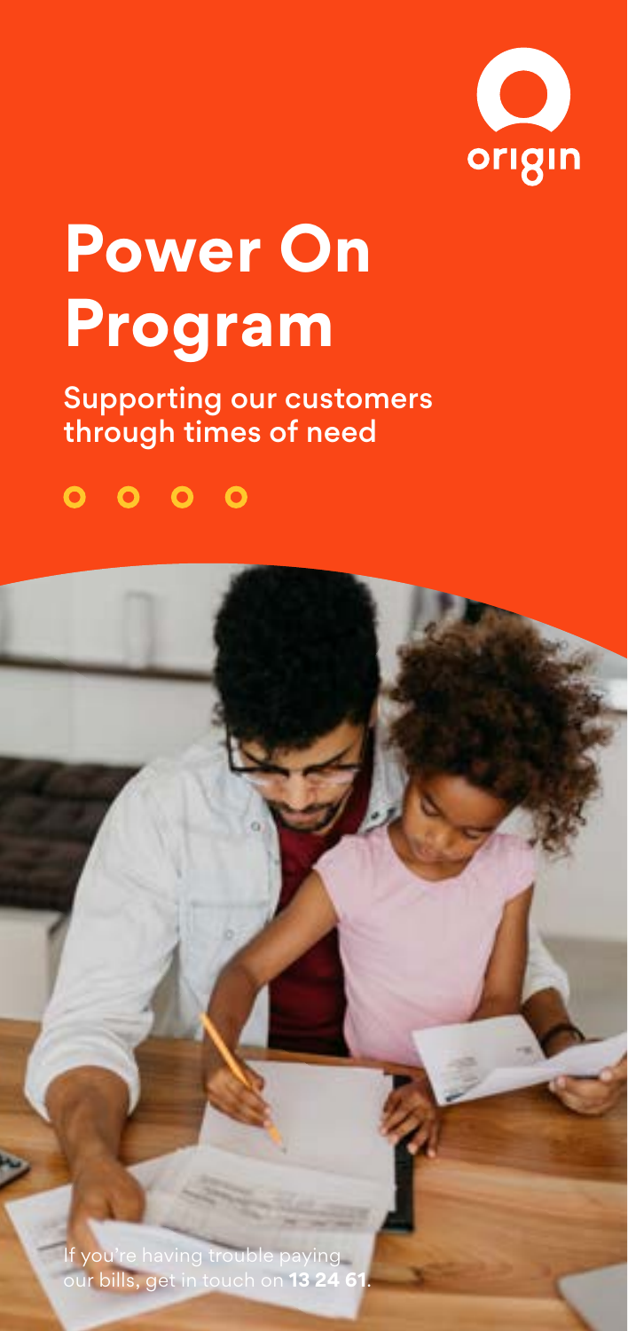origin

# Power On Program

Supporting our customers through times of need

If you're having trouble paying our bills, get in touch on **13 24 61**.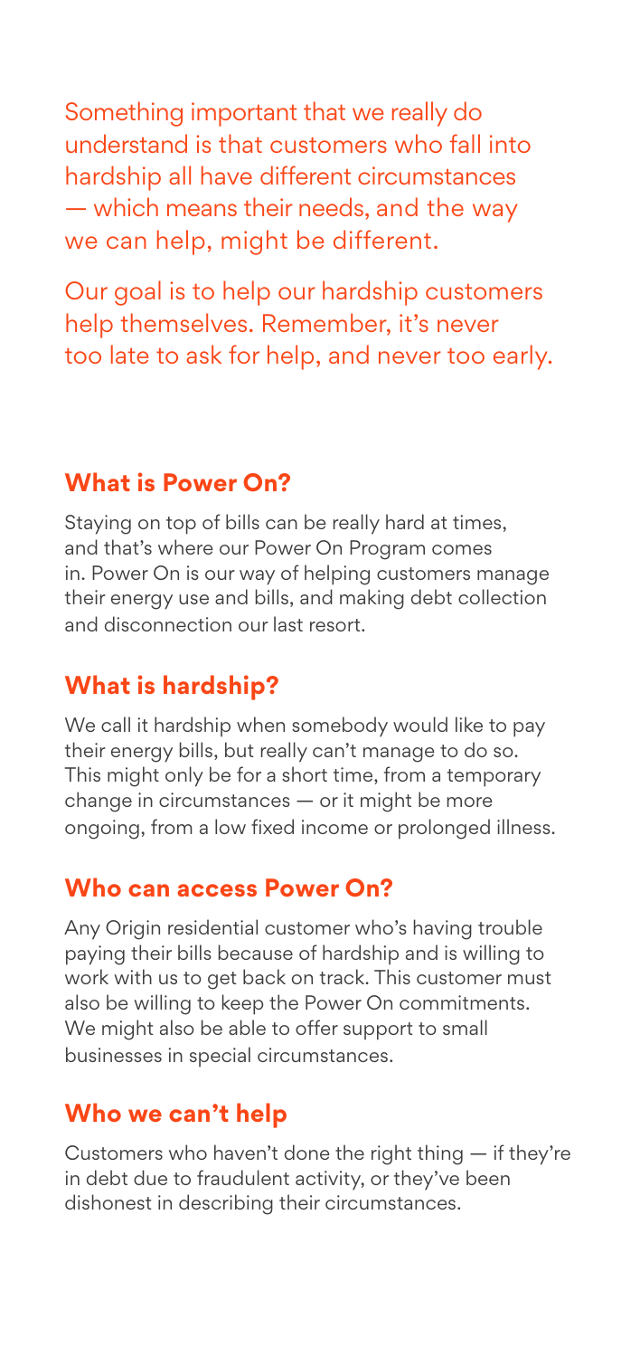Something important that we really do understand is that customers who fall into hardship all have different circumstances — which means their needs, and the way we can help, might be different.

Our goal is to help our hardship customers help themselves. Remember, it's never too late to ask for help, and never too early.

## What is Power On?

Staying on top of bills can be really hard at times, and that's where our Power On Program comes in. Power On is our way of helping customers manage their energy use and bills, and making debt collection and disconnection our last resort.

## What is hardship?

We call it hardship when somebody would like to pay their energy bills, but really can't manage to do so. This might only be for a short time, from a temporary change in circumstances — or it might be more ongoing, from a low fixed income or prolonged illness.

## Who can access Power On?

Any Origin residential customer who's having trouble paying their bills because of hardship and is willing to work with us to get back on track. This customer must also be willing to keep the Power On commitments. We might also be able to offer support to small businesses in special circumstances.

## Who we can't help

Customers who haven't done the right thing — if they're in debt due to fraudulent activity, or they've been dishonest in describing their circumstances.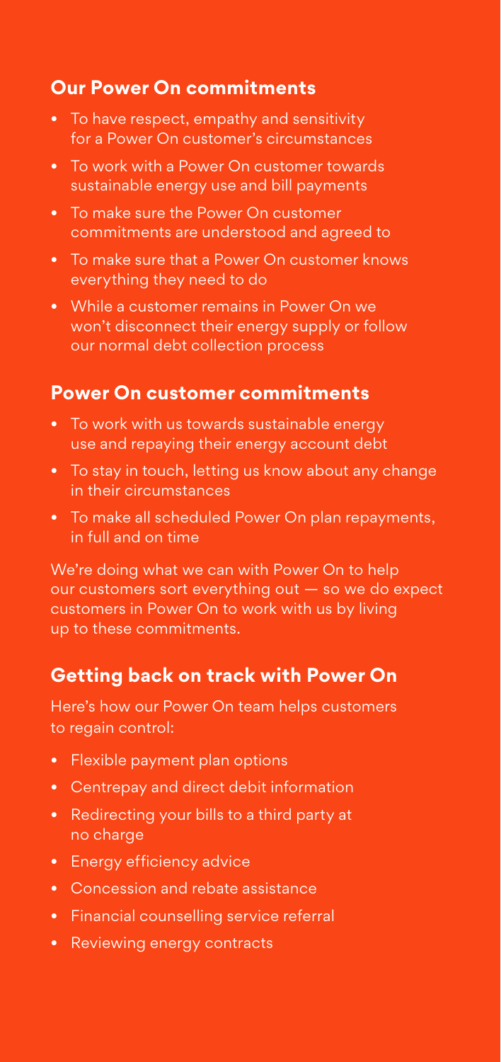## Our Power On commitments

- To have respect, empathy and sensitivity for a Power On customer's circumstances
- To work with a Power On customer towards sustainable energy use and bill payments
- To make sure the Power On customer commitments are understood and agreed to
- To make sure that a Power On customer knows everything they need to do
- While a customer remains in Power On we won't disconnect their energy supply or follow our normal debt collection process

## Power On customer commitments

- To work with us towards sustainable energy use and repaying their energy account debt
- To stay in touch, letting us know about any change in their circumstances
- To make all scheduled Power On plan repayments, in full and on time

We're doing what we can with Power On to help our customers sort everything out — so we do expect customers in Power On to work with us by living up to these commitments.

## Getting back on track with Power On

Here's how our Power On team helps customers to regain control:

- Flexible payment plan options
- Centrepay and direct debit information
- Redirecting your bills to a third party at no charge
- Energy efficiency advice
- Concession and rebate assistance
- Financial counselling service referral
- Reviewing energy contracts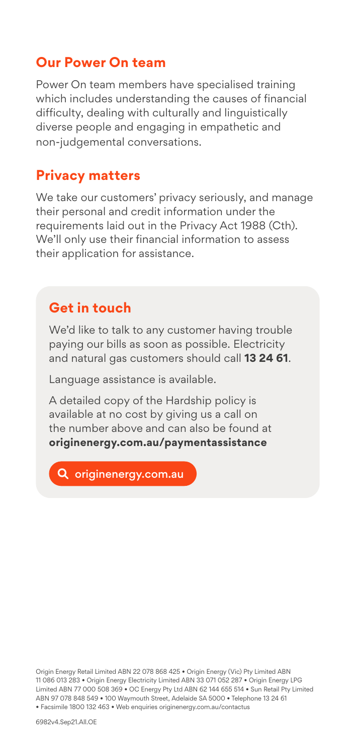## Our Power On team

Power On team members have specialised training which includes understanding the causes of financial difficulty, dealing with culturally and linguistically diverse people and engaging in empathetic and non-judgemental conversations.

## Privacy matters

We take our customers' privacy seriously, and manage their personal and credit information under the requirements laid out in the Privacy Act 1988 (Cth). We'll only use their financial information to assess their application for assistance.

## Get in touch

We'd like to talk to any customer having trouble paying our bills as soon as possible. Electricity and natural gas customers should call **13 24 61**.

Language assistance is available.

A detailed copy of the Hardship policy is available at no cost by giving us a call on the number above and can also be found at **originenergy.com.au/paymentassistance**

originenergy.com.au

Origin Energy Retail Limited ABN 22 078 868 425 • Origin Energy (Vic) Pty Limited ABN 11 086 013 283 • Origin Energy Electricity Limited ABN 33 071 052 287 • Origin Energy LPG Limited ABN 77 000 508 369 • OC Energy Pty Ltd ABN 62 144 655 514 • Sun Retail Pty Limited ABN 97 078 848 549 • 100 Waymouth Street, Adelaide SA 5000 • Telephone 13 24 61 • Facsimile 1800 132 463 • Web enquiries originenergy.com.au/contactus

6982v4.Sep21.All.OE